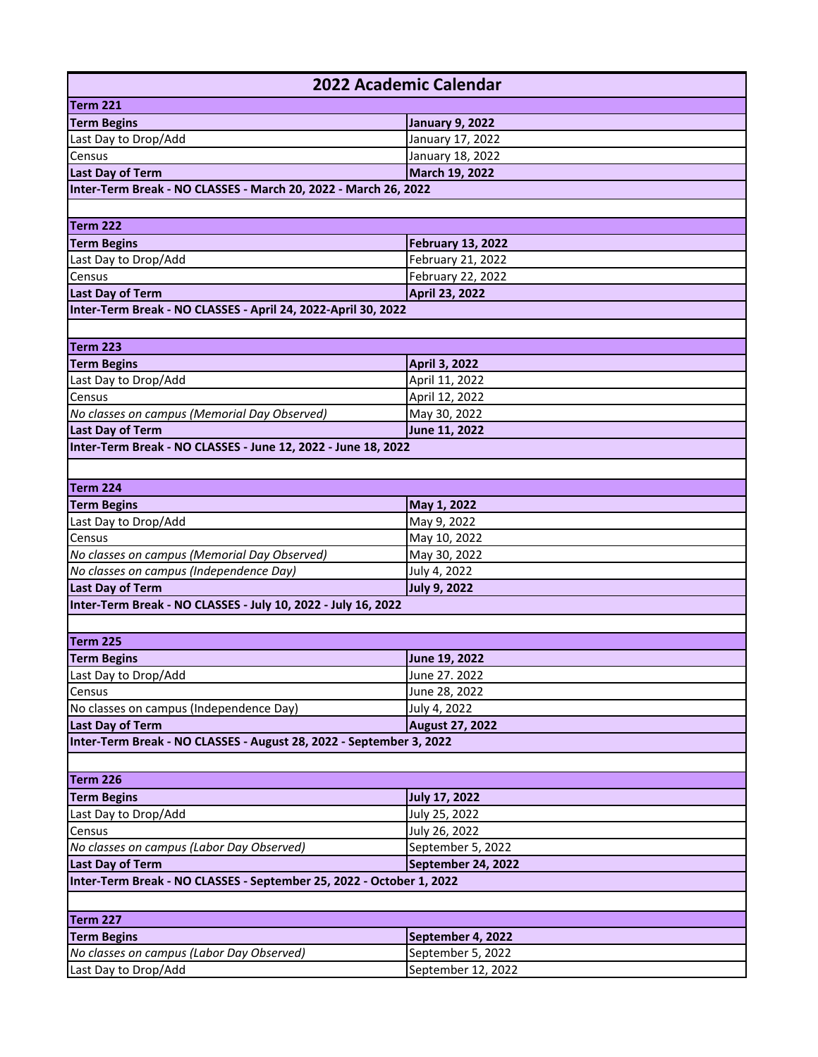# 2022 Academic Calendar

| Term 221 | |
|---|---|
| **Term Begins** | **January 9, 2022** |
| Last Day to Drop/Add | January 17, 2022 |
| Census | January 18, 2022 |
| **Last Day of Term** | **March 19, 2022** |
| **Inter-Term Break - NO CLASSES - March 20, 2022 - March 26, 2022** | |

| Term 222 | |
|---|---|
| **Term Begins** | **February 13, 2022** |
| Last Day to Drop/Add | February 21, 2022 |
| Census | February 22, 2022 |
| **Last Day of Term** | **April 23, 2022** |
| **Inter-Term Break - NO CLASSES - April 24, 2022-April 30, 2022** | |

| Term 223 | |
|---|---|
| **Term Begins** | **April 3, 2022** |
| Last Day to Drop/Add | April 11, 2022 |
| Census | April 12, 2022 |
| *No classes on campus (Memorial Day Observed)* | May 30, 2022 |
| **Last Day of Term** | **June 11, 2022** |
| **Inter-Term Break - NO CLASSES - June 12, 2022 - June 18, 2022** | |

| Term 224 | |
|---|---|
| **Term Begins** | **May 1, 2022** |
| Last Day to Drop/Add | May 9, 2022 |
| Census | May 10, 2022 |
| *No classes on campus (Memorial Day Observed)* | May 30, 2022 |
| *No classes on campus (Independence Day)* | July 4, 2022 |
| **Last Day of Term** | **July 9, 2022** |
| **Inter-Term Break - NO CLASSES - July 10, 2022 - July 16, 2022** | |

| Term 225 | |
|---|---|
| **Term Begins** | **June 19, 2022** |
| Last Day to Drop/Add | June 27. 2022 |
| Census | June 28, 2022 |
| No classes on campus (Independence Day) | July 4, 2022 |
| **Last Day of Term** | **August 27, 2022** |
| **Inter-Term Break - NO CLASSES - August 28, 2022 - September 3, 2022** | |

| Term 226 | |
|---|---|
| **Term Begins** | **July 17, 2022** |
| Last Day to Drop/Add | July 25, 2022 |
| Census | July 26, 2022 |
| *No classes on campus (Labor Day Observed)* | September 5, 2022 |
| **Last Day of Term** | **September 24, 2022** |
| **Inter-Term Break - NO CLASSES - September 25, 2022 - October 1, 2022** | |

| Term 227 | |
|---|---|
| **Term Begins** | **September 4, 2022** |
| *No classes on campus (Labor Day Observed)* | September 5, 2022 |
| Last Day to Drop/Add | September 12, 2022 |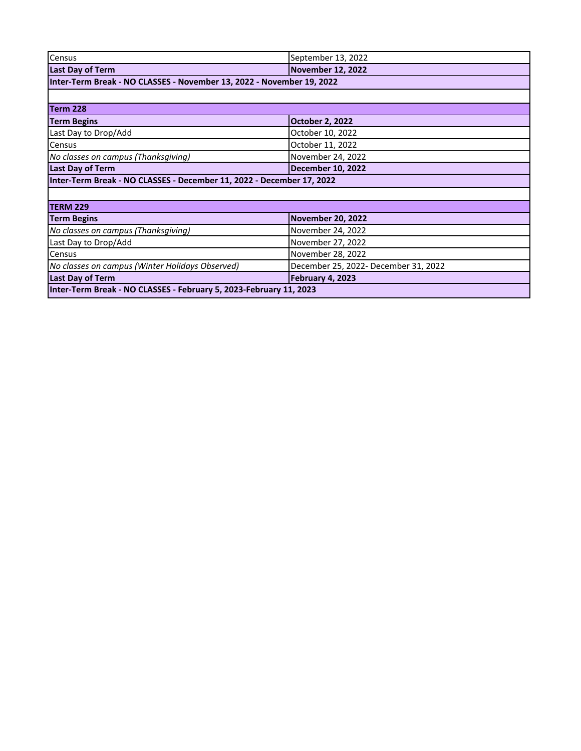| Census | September 13, 2022 |
|---|---|
| **Last Day of Term** | **November 12, 2022** |
| **Inter-Term Break - NO CLASSES - November 13, 2022 - November 19, 2022** | |
| | |
| **Term 228** | |
| **Term Begins** | **October 2, 2022** |
| Last Day to Drop/Add | October 10, 2022 |
| Census | October 11, 2022 |
| *No classes on campus (Thanksgiving)* | November 24, 2022 |
| **Last Day of Term** | **December 10, 2022** |
| **Inter-Term Break - NO CLASSES - December 11, 2022 - December 17, 2022** | |
| | |
| **TERM 229** | |
| **Term Begins** | **November 20, 2022** |
| *No classes on campus (Thanksgiving)* | November 24, 2022 |
| Last Day to Drop/Add | November 27, 2022 |
| Census | November 28, 2022 |
| *No classes on campus (Winter Holidays Observed)* | December 25, 2022- December 31, 2022 |
| **Last Day of Term** | **February 4, 2023** |
| **Inter-Term Break - NO CLASSES - February 5, 2023-February 11, 2023** | |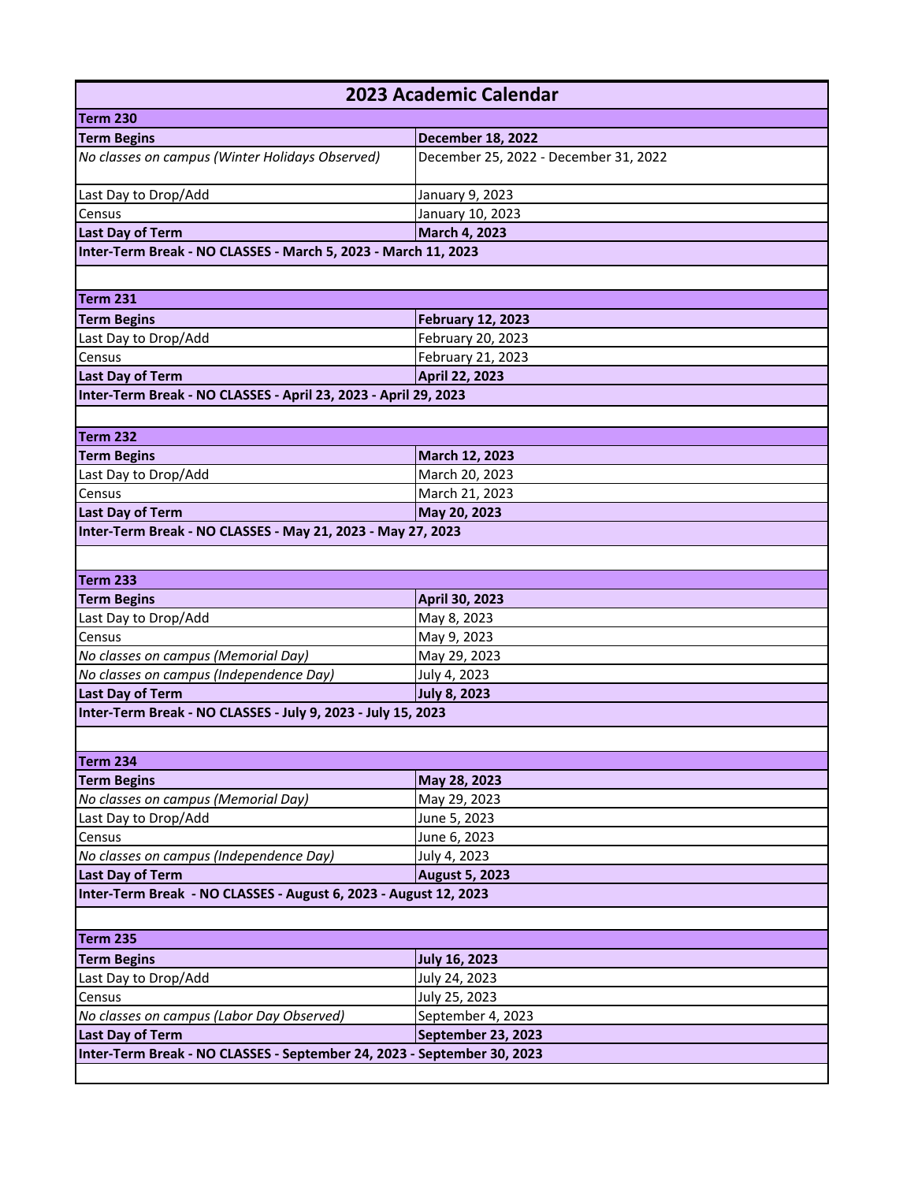# 2023 Academic Calendar

| Term 230 | |
|---|---|
| **Term Begins** | **December 18, 2022** |
| *No classes on campus (Winter Holidays Observed)* | December 25, 2022 - December 31, 2022 |
| Last Day to Drop/Add | January 9, 2023 |
| Census | January 10, 2023 |
| **Last Day of Term** | **March 4, 2023** |
| **Inter-Term Break - NO CLASSES - March 5, 2023 - March 11, 2023** | |

| Term 231 | |
|---|---|
| **Term Begins** | **February 12, 2023** |
| Last Day to Drop/Add | February 20, 2023 |
| Census | February 21, 2023 |
| **Last Day of Term** | **April 22, 2023** |
| **Inter-Term Break - NO CLASSES - April 23, 2023 - April 29, 2023** | |

| Term 232 | |
|---|---|
| **Term Begins** | **March 12, 2023** |
| Last Day to Drop/Add | March 20, 2023 |
| Census | March 21, 2023 |
| **Last Day of Term** | **May 20, 2023** |
| **Inter-Term Break - NO CLASSES - May 21, 2023 - May 27, 2023** | |

| Term 233 | |
|---|---|
| **Term Begins** | **April 30, 2023** |
| Last Day to Drop/Add | May 8, 2023 |
| Census | May 9, 2023 |
| *No classes on campus (Memorial Day)* | May 29, 2023 |
| *No classes on campus (Independence Day)* | July 4, 2023 |
| **Last Day of Term** | **July 8, 2023** |
| **Inter-Term Break - NO CLASSES - July 9, 2023 - July 15, 2023** | |

| Term 234 | |
|---|---|
| **Term Begins** | **May 28, 2023** |
| *No classes on campus (Memorial Day)* | May 29, 2023 |
| Last Day to Drop/Add | June 5, 2023 |
| Census | June 6, 2023 |
| *No classes on campus (Independence Day)* | July 4, 2023 |
| **Last Day of Term** | **August 5, 2023** |
| **Inter-Term Break - NO CLASSES - August 6, 2023 - August 12, 2023** | |

| Term 235 | |
|---|---|
| **Term Begins** | **July 16, 2023** |
| Last Day to Drop/Add | July 24, 2023 |
| Census | July 25, 2023 |
| *No classes on campus (Labor Day Observed)* | September 4, 2023 |
| **Last Day of Term** | **September 23, 2023** |
| **Inter-Term Break - NO CLASSES - September 24, 2023 - September 30, 2023** | |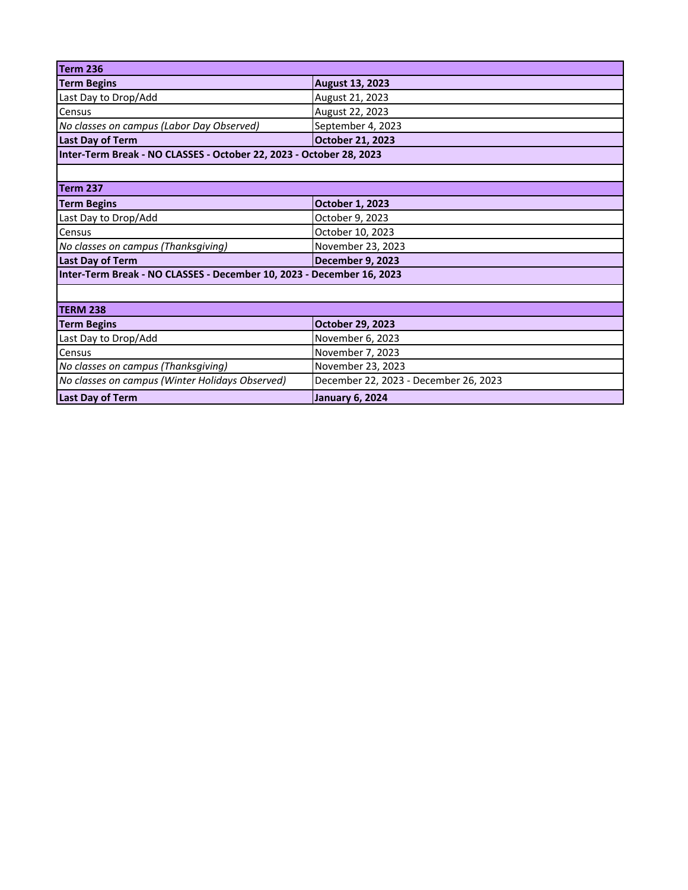| Term 236 | |
|---|---|
| **Term Begins** | **August 13, 2023** |
| Last Day to Drop/Add | August 21, 2023 |
| Census | August 22, 2023 |
| *No classes on campus (Labor Day Observed)* | September 4, 2023 |
| **Last Day of Term** | **October 21, 2023** |
| **Inter-Term Break - NO CLASSES - October 22, 2023 - October 28, 2023** | |

| Term 237 | |
|---|---|
| **Term Begins** | **October 1, 2023** |
| Last Day to Drop/Add | October 9, 2023 |
| Census | October 10, 2023 |
| *No classes on campus (Thanksgiving)* | November 23, 2023 |
| **Last Day of Term** | **December 9, 2023** |
| **Inter-Term Break - NO CLASSES - December 10, 2023 - December 16, 2023** | |

| TERM 238 | |
|---|---|
| **Term Begins** | **October 29, 2023** |
| Last Day to Drop/Add | November 6, 2023 |
| Census | November 7, 2023 |
| *No classes on campus (Thanksgiving)* | November 23, 2023 |
| *No classes on campus (Winter Holidays Observed)* | December 22, 2023 - December 26, 2023 |
| **Last Day of Term** | **January 6, 2024** |